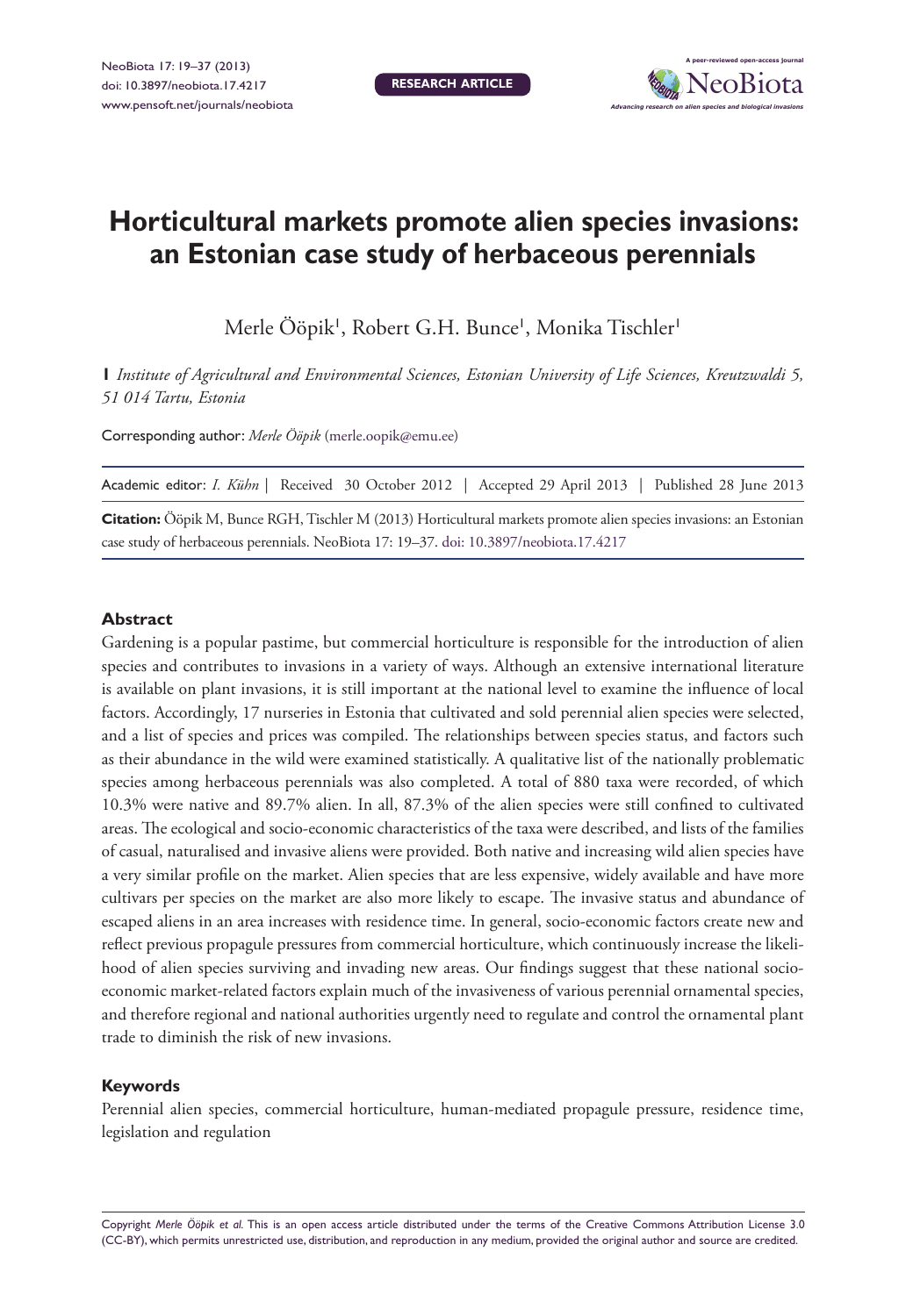# Horticultural markets promote alien species invasions: an Estonian case study of herbaceous perennials

Merle Ööpik[1], Robert G.H. Bunce[1], Monika Tischler[1]

**1** *Institute of Agricultural and Environmental Sciences, Estonian University of Life Sciences, Kreutzwaldi 5, 51 014 Tartu, Estonia*

Corresponding author: *Merle Ööpik* (merle.oopik@emu.ee)

Academic editor: *I. Kühn* | Received 30 October 2012 | Accepted 29 April 2013 | Published 28 June 2013

**Citation:** Ööpik M, Bunce RGH, Tischler M (2013) Horticultural markets promote alien species invasions: an Estonian case study of herbaceous perennials. NeoBiota 17: 19–37. doi: 10.3897/neobiota.17.4217

## Abstract

Gardening is a popular pastime, but commercial horticulture is responsible for the introduction of alien species and contributes to invasions in a variety of ways. Although an extensive international literature is available on plant invasions, it is still important at the national level to examine the influence of local factors. Accordingly, 17 nurseries in Estonia that cultivated and sold perennial alien species were selected, and a list of species and prices was compiled. The relationships between species status, and factors such as their abundance in the wild were examined statistically. A qualitative list of the nationally problematic species among herbaceous perennials was also completed. A total of 880 taxa were recorded, of which 10.3% were native and 89.7% alien. In all, 87.3% of the alien species were still confined to cultivated areas. The ecological and socio-economic characteristics of the taxa were described, and lists of the families of casual, naturalised and invasive aliens were provided. Both native and increasing wild alien species have a very similar profile on the market. Alien species that are less expensive, widely available and have more cultivars per species on the market are also more likely to escape. The invasive status and abundance of escaped aliens in an area increases with residence time. In general, socio-economic factors create new and reflect previous propagule pressures from commercial horticulture, which continuously increase the likelihood of alien species surviving and invading new areas. Our findings suggest that these national socio-economic market-related factors explain much of the invasiveness of various perennial ornamental species, and therefore regional and national authorities urgently need to regulate and control the ornamental plant trade to diminish the risk of new invasions.

## Keywords

Perennial alien species, commercial horticulture, human-mediated propagule pressure, residence time, legislation and regulation

Copyright *Merle Ööpik et al.* This is an open access article distributed under the terms of the Creative Commons Attribution License 3.0 (CC-BY), which permits unrestricted use, distribution, and reproduction in any medium, provided the original author and source are credited.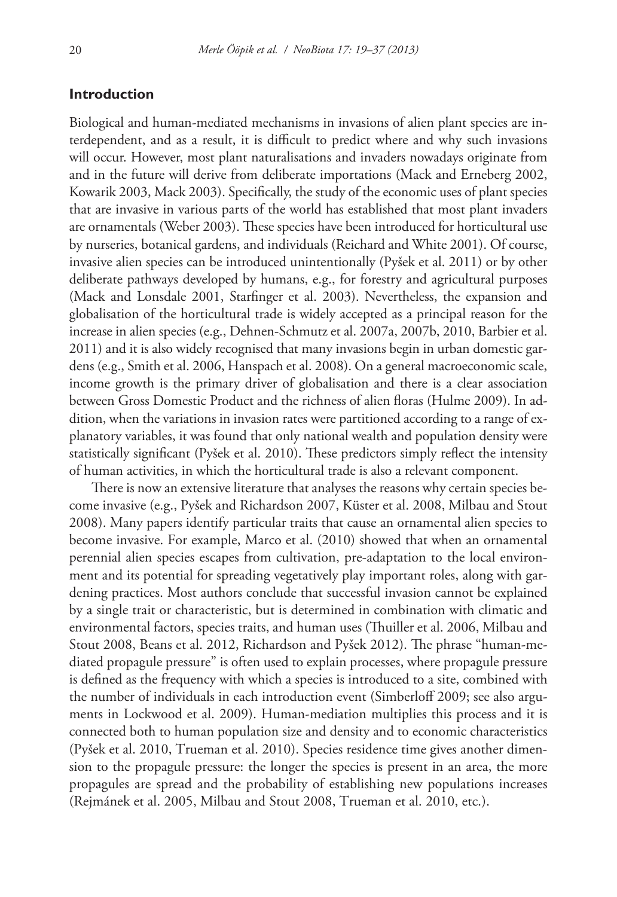## Introduction

Biological and human-mediated mechanisms in invasions of alien plant species are interdependent, and as a result, it is difficult to predict where and why such invasions will occur. However, most plant naturalisations and invaders nowadays originate from and in the future will derive from deliberate importations (Mack and Erneberg 2002, Kowarik 2003, Mack 2003). Specifically, the study of the economic uses of plant species that are invasive in various parts of the world has established that most plant invaders are ornamentals (Weber 2003). These species have been introduced for horticultural use by nurseries, botanical gardens, and individuals (Reichard and White 2001). Of course, invasive alien species can be introduced unintentionally (Pyšek et al. 2011) or by other deliberate pathways developed by humans, e.g., for forestry and agricultural purposes (Mack and Lonsdale 2001, Starfinger et al. 2003). Nevertheless, the expansion and globalisation of the horticultural trade is widely accepted as a principal reason for the increase in alien species (e.g., Dehnen-Schmutz et al. 2007a, 2007b, 2010, Barbier et al. 2011) and it is also widely recognised that many invasions begin in urban domestic gardens (e.g., Smith et al. 2006, Hanspach et al. 2008). On a general macroeconomic scale, income growth is the primary driver of globalisation and there is a clear association between Gross Domestic Product and the richness of alien floras (Hulme 2009). In addition, when the variations in invasion rates were partitioned according to a range of explanatory variables, it was found that only national wealth and population density were statistically significant (Pyšek et al. 2010). These predictors simply reflect the intensity of human activities, in which the horticultural trade is also a relevant component.

There is now an extensive literature that analyses the reasons why certain species become invasive (e.g., Pyšek and Richardson 2007, Küster et al. 2008, Milbau and Stout 2008). Many papers identify particular traits that cause an ornamental alien species to become invasive. For example, Marco et al. (2010) showed that when an ornamental perennial alien species escapes from cultivation, pre-adaptation to the local environment and its potential for spreading vegetatively play important roles, along with gardening practices. Most authors conclude that successful invasion cannot be explained by a single trait or characteristic, but is determined in combination with climatic and environmental factors, species traits, and human uses (Thuiller et al. 2006, Milbau and Stout 2008, Beans et al. 2012, Richardson and Pyšek 2012). The phrase "human-mediated propagule pressure" is often used to explain processes, where propagule pressure is defined as the frequency with which a species is introduced to a site, combined with the number of individuals in each introduction event (Simberloff 2009; see also arguments in Lockwood et al. 2009). Human-mediation multiplies this process and it is connected both to human population size and density and to economic characteristics (Pyšek et al. 2010, Trueman et al. 2010). Species residence time gives another dimension to the propagule pressure: the longer the species is present in an area, the more propagules are spread and the probability of establishing new populations increases (Rejmánek et al. 2005, Milbau and Stout 2008, Trueman et al. 2010, etc.).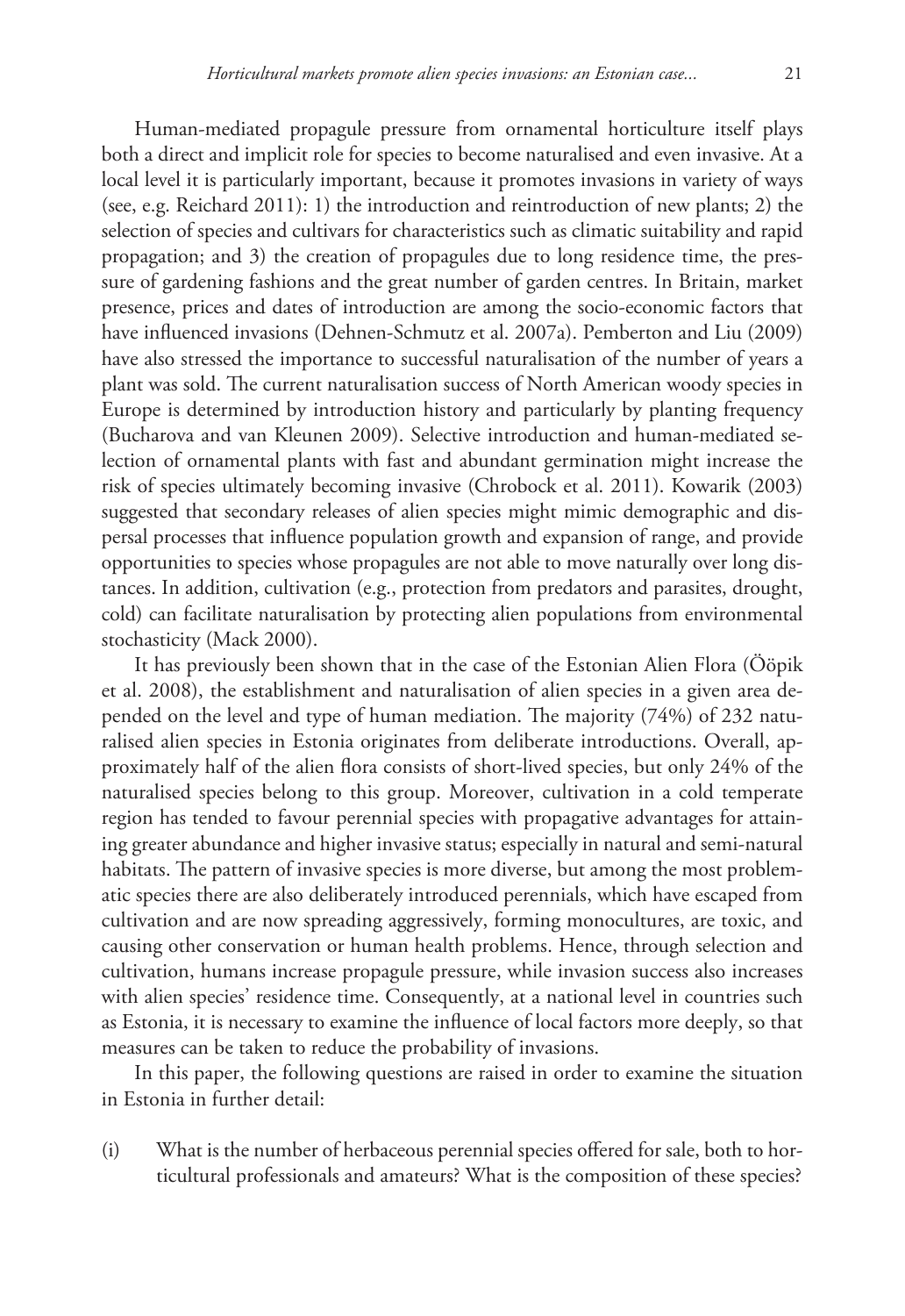Human-mediated propagule pressure from ornamental horticulture itself plays both a direct and implicit role for species to become naturalised and even invasive. At a local level it is particularly important, because it promotes invasions in variety of ways (see, e.g. Reichard 2011): 1) the introduction and reintroduction of new plants; 2) the selection of species and cultivars for characteristics such as climatic suitability and rapid propagation; and 3) the creation of propagules due to long residence time, the pressure of gardening fashions and the great number of garden centres. In Britain, market presence, prices and dates of introduction are among the socio-economic factors that have influenced invasions (Dehnen-Schmutz et al. 2007a). Pemberton and Liu (2009) have also stressed the importance to successful naturalisation of the number of years a plant was sold. The current naturalisation success of North American woody species in Europe is determined by introduction history and particularly by planting frequency (Bucharova and van Kleunen 2009). Selective introduction and human-mediated selection of ornamental plants with fast and abundant germination might increase the risk of species ultimately becoming invasive (Chrobock et al. 2011). Kowarik (2003) suggested that secondary releases of alien species might mimic demographic and dispersal processes that influence population growth and expansion of range, and provide opportunities to species whose propagules are not able to move naturally over long distances. In addition, cultivation (e.g., protection from predators and parasites, drought, cold) can facilitate naturalisation by protecting alien populations from environmental stochasticity (Mack 2000).

It has previously been shown that in the case of the Estonian Alien Flora (Ööpik et al. 2008), the establishment and naturalisation of alien species in a given area depended on the level and type of human mediation. The majority (74%) of 232 naturalised alien species in Estonia originates from deliberate introductions. Overall, approximately half of the alien flora consists of short-lived species, but only 24% of the naturalised species belong to this group. Moreover, cultivation in a cold temperate region has tended to favour perennial species with propagative advantages for attaining greater abundance and higher invasive status; especially in natural and semi-natural habitats. The pattern of invasive species is more diverse, but among the most problematic species there are also deliberately introduced perennials, which have escaped from cultivation and are now spreading aggressively, forming monocultures, are toxic, and causing other conservation or human health problems. Hence, through selection and cultivation, humans increase propagule pressure, while invasion success also increases with alien species' residence time. Consequently, at a national level in countries such as Estonia, it is necessary to examine the influence of local factors more deeply, so that measures can be taken to reduce the probability of invasions.

In this paper, the following questions are raised in order to examine the situation in Estonia in further detail:

(i) What is the number of herbaceous perennial species offered for sale, both to horticultural professionals and amateurs? What is the composition of these species?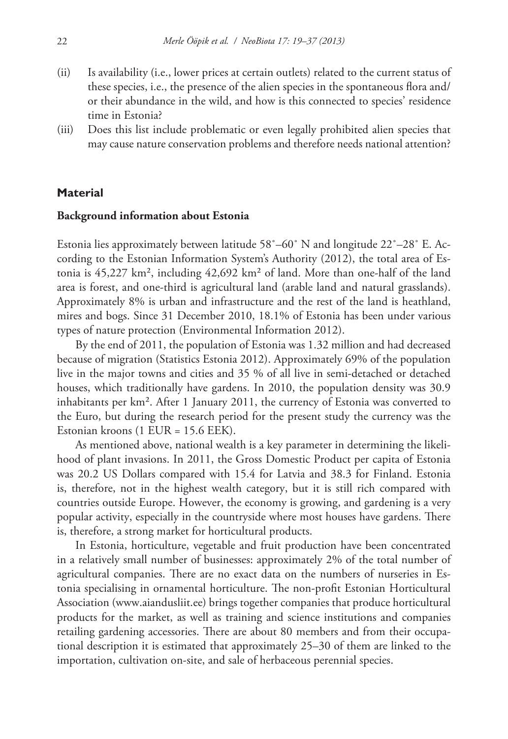(ii) Is availability (i.e., lower prices at certain outlets) related to the current status of these species, i.e., the presence of the alien species in the spontaneous flora and/ or their abundance in the wild, and how is this connected to species' residence time in Estonia?

(iii) Does this list include problematic or even legally prohibited alien species that may cause nature conservation problems and therefore needs national attention?

## Material

### Background information about Estonia

Estonia lies approximately between latitude 58˚–60˚ N and longitude 22˚–28˚ E. According to the Estonian Information System's Authority (2012), the total area of Estonia is 45,227 km², including 42,692 km² of land. More than one-half of the land area is forest, and one-third is agricultural land (arable land and natural grasslands). Approximately 8% is urban and infrastructure and the rest of the land is heathland, mires and bogs. Since 31 December 2010, 18.1% of Estonia has been under various types of nature protection (Environmental Information 2012).

By the end of 2011, the population of Estonia was 1.32 million and had decreased because of migration (Statistics Estonia 2012). Approximately 69% of the population live in the major towns and cities and 35 % of all live in semi-detached or detached houses, which traditionally have gardens. In 2010, the population density was 30.9 inhabitants per km². After 1 January 2011, the currency of Estonia was converted to the Euro, but during the research period for the present study the currency was the Estonian kroons (1 EUR = 15.6 EEK).

As mentioned above, national wealth is a key parameter in determining the likelihood of plant invasions. In 2011, the Gross Domestic Product per capita of Estonia was 20.2 US Dollars compared with 15.4 for Latvia and 38.3 for Finland. Estonia is, therefore, not in the highest wealth category, but it is still rich compared with countries outside Europe. However, the economy is growing, and gardening is a very popular activity, especially in the countryside where most houses have gardens. There is, therefore, a strong market for horticultural products.

In Estonia, horticulture, vegetable and fruit production have been concentrated in a relatively small number of businesses: approximately 2% of the total number of agricultural companies. There are no exact data on the numbers of nurseries in Estonia specialising in ornamental horticulture. The non-profit Estonian Horticultural Association (www.aiandusliit.ee) brings together companies that produce horticultural products for the market, as well as training and science institutions and companies retailing gardening accessories. There are about 80 members and from their occupational description it is estimated that approximately 25–30 of them are linked to the importation, cultivation on-site, and sale of herbaceous perennial species.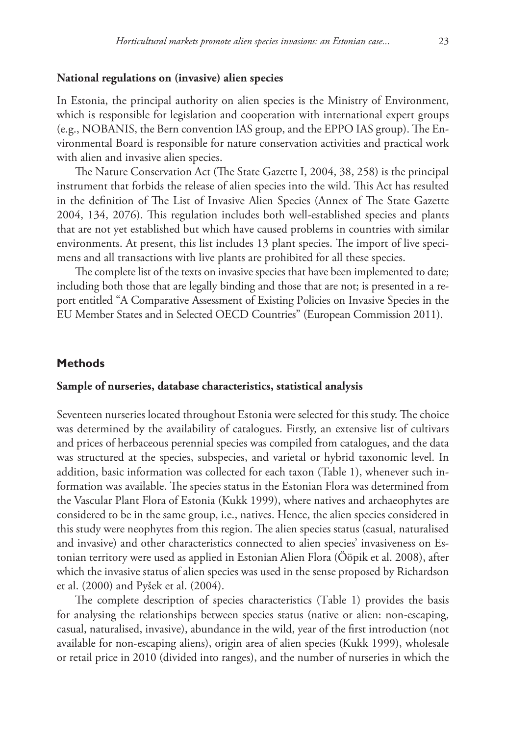### National regulations on (invasive) alien species

In Estonia, the principal authority on alien species is the Ministry of Environment, which is responsible for legislation and cooperation with international expert groups (e.g., NOBANIS, the Bern convention IAS group, and the EPPO IAS group). The Environmental Board is responsible for nature conservation activities and practical work with alien and invasive alien species.

The Nature Conservation Act (The State Gazette I, 2004, 38, 258) is the principal instrument that forbids the release of alien species into the wild. This Act has resulted in the definition of The List of Invasive Alien Species (Annex of The State Gazette 2004, 134, 2076). This regulation includes both well-established species and plants that are not yet established but which have caused problems in countries with similar environments. At present, this list includes 13 plant species. The import of live specimens and all transactions with live plants are prohibited for all these species.

The complete list of the texts on invasive species that have been implemented to date; including both those that are legally binding and those that are not; is presented in a report entitled "A Comparative Assessment of Existing Policies on Invasive Species in the EU Member States and in Selected OECD Countries" (European Commission 2011).

## Methods

### Sample of nurseries, database characteristics, statistical analysis

Seventeen nurseries located throughout Estonia were selected for this study. The choice was determined by the availability of catalogues. Firstly, an extensive list of cultivars and prices of herbaceous perennial species was compiled from catalogues, and the data was structured at the species, subspecies, and varietal or hybrid taxonomic level. In addition, basic information was collected for each taxon (Table 1), whenever such information was available. The species status in the Estonian Flora was determined from the Vascular Plant Flora of Estonia (Kukk 1999), where natives and archaeophytes are considered to be in the same group, i.e., natives. Hence, the alien species considered in this study were neophytes from this region. The alien species status (casual, naturalised and invasive) and other characteristics connected to alien species' invasiveness on Estonian territory were used as applied in Estonian Alien Flora (Ööpik et al. 2008), after which the invasive status of alien species was used in the sense proposed by Richardson et al. (2000) and Pyšek et al. (2004).

The complete description of species characteristics (Table 1) provides the basis for analysing the relationships between species status (native or alien: non-escaping, casual, naturalised, invasive), abundance in the wild, year of the first introduction (not available for non-escaping aliens), origin area of alien species (Kukk 1999), wholesale or retail price in 2010 (divided into ranges), and the number of nurseries in which the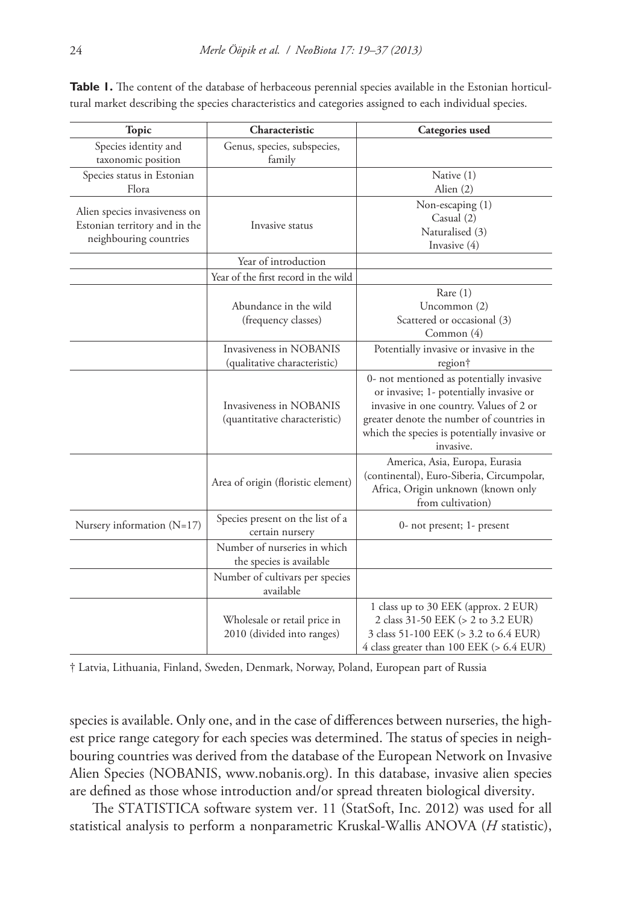**Table 1.** The content of the database of herbaceous perennial species available in the Estonian horticultural market describing the species characteristics and categories assigned to each individual species.

| Topic | Characteristic | Categories used |
|---|---|---|
| Species identity and taxonomic position | Genus, species, subspecies, family | |
| Species status in Estonian Flora | | Native (1)<br>Alien (2) |
| Alien species invasiveness on Estonian territory and in the neighbouring countries | Invasive status | Non-escaping (1)<br>Casual (2)<br>Naturalised (3)<br>Invasive (4) |
| | Year of introduction | |
| | Year of the first record in the wild | |
| | Abundance in the wild (frequency classes) | Rare (1)<br>Uncommon (2)<br>Scattered or occasional (3)<br>Common (4) |
| | Invasiveness in NOBANIS (qualitative characteristic) | Potentially invasive or invasive in the region† |
| | Invasiveness in NOBANIS (quantitative characteristic) | 0- not mentioned as potentially invasive or invasive; 1- potentially invasive or invasive in one country. Values of 2 or greater denote the number of countries in which the species is potentially invasive or invasive. |
| | Area of origin (floristic element) | America, Asia, Europa, Eurasia (continental), Euro-Siberia, Circumpolar, Africa, Origin unknown (known only from cultivation) |
| Nursery information (N=17) | Species present on the list of a certain nursery | 0- not present; 1- present |
| | Number of nurseries in which the species is available | |
| | Number of cultivars per species available | |
| | Wholesale or retail price in 2010 (divided into ranges) | 1 class up to 30 EEK (approx. 2 EUR)<br>2 class 31-50 EEK (> 2 to 3.2 EUR)<br>3 class 51-100 EEK (> 3.2 to 6.4 EUR)<br>4 class greater than 100 EEK (> 6.4 EUR) |

† Latvia, Lithuania, Finland, Sweden, Denmark, Norway, Poland, European part of Russia

species is available. Only one, and in the case of differences between nurseries, the highest price range category for each species was determined. The status of species in neighbouring countries was derived from the database of the European Network on Invasive Alien Species (NOBANIS, www.nobanis.org). In this database, invasive alien species are defined as those whose introduction and/or spread threaten biological diversity.

The STATISTICA software system ver. 11 (StatSoft, Inc. 2012) was used for all statistical analysis to perform a nonparametric Kruskal-Wallis ANOVA ($H$ statistic),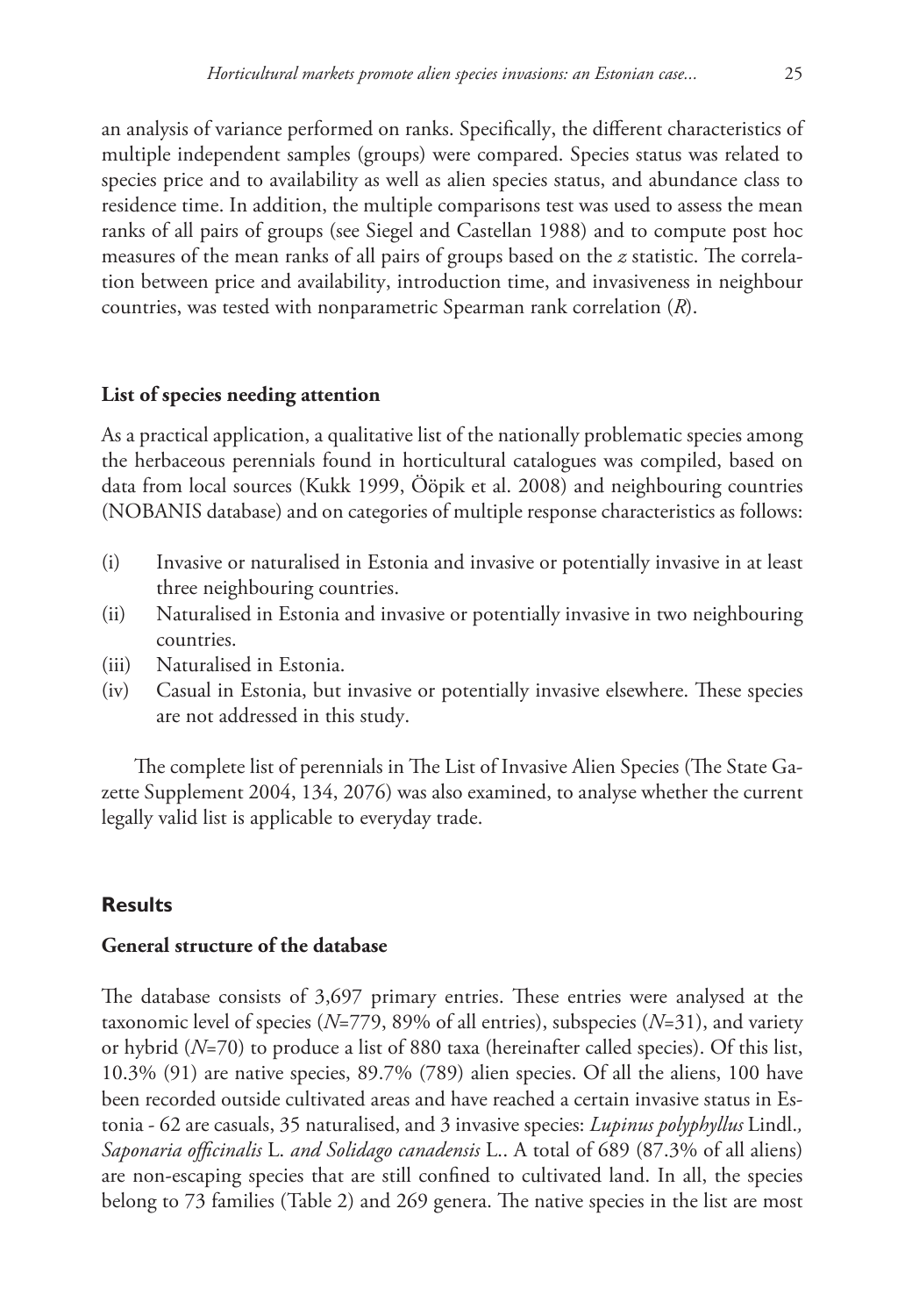an analysis of variance performed on ranks. Specifically, the different characteristics of multiple independent samples (groups) were compared. Species status was related to species price and to availability as well as alien species status, and abundance class to residence time. In addition, the multiple comparisons test was used to assess the mean ranks of all pairs of groups (see Siegel and Castellan 1988) and to compute post hoc measures of the mean ranks of all pairs of groups based on the *z* statistic. The correlation between price and availability, introduction time, and invasiveness in neighbour countries, was tested with nonparametric Spearman rank correlation (*R*).

### List of species needing attention

As a practical application, a qualitative list of the nationally problematic species among the herbaceous perennials found in horticultural catalogues was compiled, based on data from local sources (Kukk 1999, Ööpik et al. 2008) and neighbouring countries (NOBANIS database) and on categories of multiple response characteristics as follows:

(i) Invasive or naturalised in Estonia and invasive or potentially invasive in at least three neighbouring countries.
(ii) Naturalised in Estonia and invasive or potentially invasive in two neighbouring countries.
(iii) Naturalised in Estonia.
(iv) Casual in Estonia, but invasive or potentially invasive elsewhere. These species are not addressed in this study.

The complete list of perennials in The List of Invasive Alien Species (The State Gazette Supplement 2004, 134, 2076) was also examined, to analyse whether the current legally valid list is applicable to everyday trade.

## Results

### General structure of the database

The database consists of 3,697 primary entries. These entries were analysed at the taxonomic level of species (*N*=779, 89% of all entries), subspecies (*N*=31), and variety or hybrid (*N*=70) to produce a list of 880 taxa (hereinafter called species). Of this list, 10.3% (91) are native species, 89.7% (789) alien species. Of all the aliens, 100 have been recorded outside cultivated areas and have reached a certain invasive status in Estonia - 62 are casuals, 35 naturalised, and 3 invasive species: *Lupinus polyphyllus* Lindl., *Saponaria officinalis* L. *and Solidago canadensis* L.. A total of 689 (87.3% of all aliens) are non-escaping species that are still confined to cultivated land. In all, the species belong to 73 families (Table 2) and 269 genera. The native species in the list are most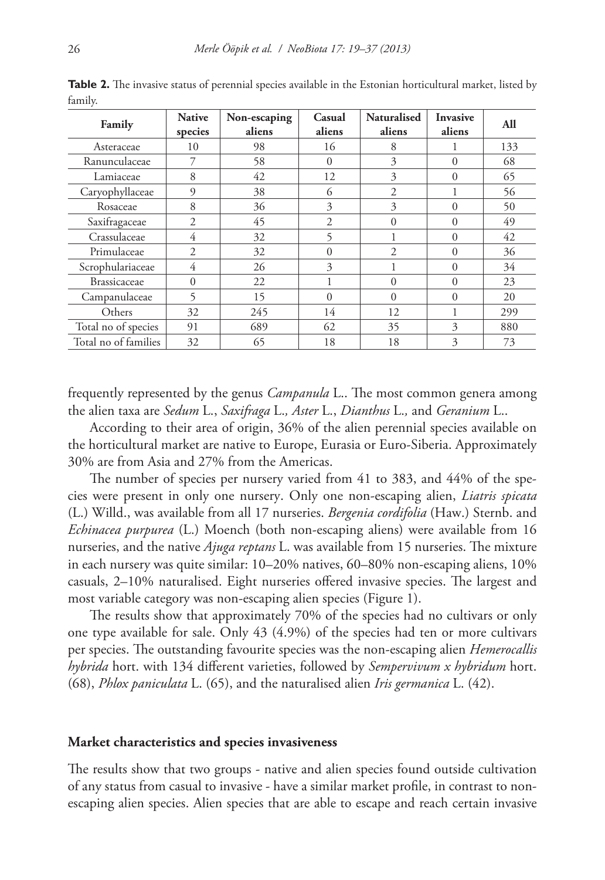**Table 2.** The invasive status of perennial species available in the Estonian horticultural market, listed by family.

| Family | Native species | Non-escaping aliens | Casual aliens | Naturalised aliens | Invasive aliens | All |
|---|---|---|---|---|---|---|
| Asteraceae | 10 | 98 | 16 | 8 | 1 | 133 |
| Ranunculaceae | 7 | 58 | 0 | 3 | 0 | 68 |
| Lamiaceae | 8 | 42 | 12 | 3 | 0 | 65 |
| Caryophyllaceae | 9 | 38 | 6 | 2 | 1 | 56 |
| Rosaceae | 8 | 36 | 3 | 3 | 0 | 50 |
| Saxifragaceae | 2 | 45 | 2 | 0 | 0 | 49 |
| Crassulaceae | 4 | 32 | 5 | 1 | 0 | 42 |
| Primulaceae | 2 | 32 | 0 | 2 | 0 | 36 |
| Scrophulariaceae | 4 | 26 | 3 | 1 | 0 | 34 |
| Brassicaceae | 0 | 22 | 1 | 0 | 0 | 23 |
| Campanulaceae | 5 | 15 | 0 | 0 | 0 | 20 |
| Others | 32 | 245 | 14 | 12 | 1 | 299 |
| Total no of species | 91 | 689 | 62 | 35 | 3 | 880 |
| Total no of families | 32 | 65 | 18 | 18 | 3 | 73 |

frequently represented by the genus *Campanula* L.. The most common genera among the alien taxa are *Sedum* L., *Saxifraga* L.*, Aster* L., *Dianthus* L.*,* and *Geranium* L..

According to their area of origin, 36% of the alien perennial species available on the horticultural market are native to Europe, Eurasia or Euro-Siberia. Approximately 30% are from Asia and 27% from the Americas.

The number of species per nursery varied from 41 to 383, and 44% of the species were present in only one nursery. Only one non-escaping alien, *Liatris spicata* (L.) Willd., was available from all 17 nurseries. *Bergenia cordifolia* (Haw.) Sternb. and *Echinacea purpurea* (L.) Moench (both non-escaping aliens) were available from 16 nurseries, and the native *Ajuga reptans* L. was available from 15 nurseries. The mixture in each nursery was quite similar: 10–20% natives, 60–80% non-escaping aliens, 10% casuals, 2–10% naturalised. Eight nurseries offered invasive species. The largest and most variable category was non-escaping alien species (Figure 1).

The results show that approximately 70% of the species had no cultivars or only one type available for sale. Only 43 (4.9%) of the species had ten or more cultivars per species. The outstanding favourite species was the non-escaping alien *Hemerocallis hybrida* hort. with 134 different varieties, followed by *Sempervivum x hybridum* hort. (68), *Phlox paniculata* L. (65), and the naturalised alien *Iris germanica* L. (42).

## Market characteristics and species invasiveness

The results show that two groups - native and alien species found outside cultivation of any status from casual to invasive - have a similar market profile, in contrast to non-escaping alien species. Alien species that are able to escape and reach certain invasive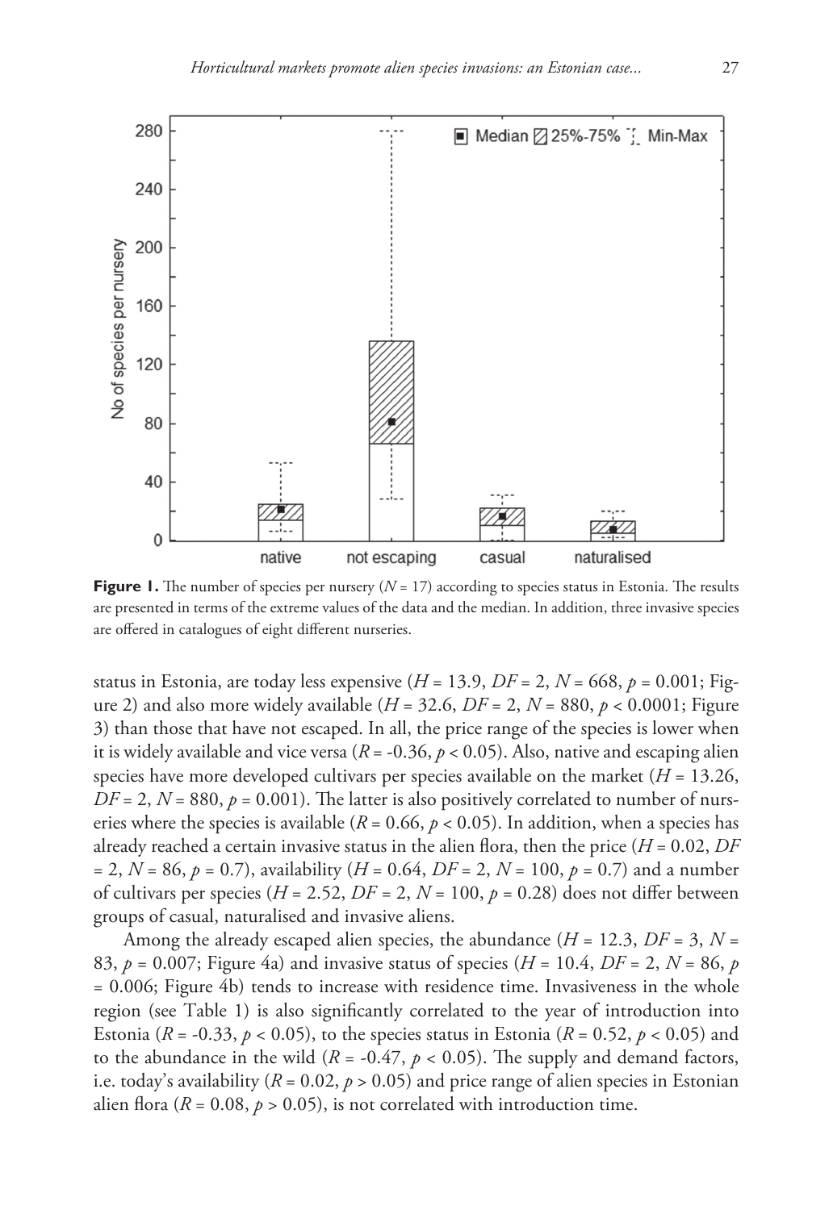**Figure 1.** The number of species per nursery ($N$ = 17) according to species status in Estonia. The results are presented in terms of the extreme values of the data and the median. In addition, three invasive species are offered in catalogues of eight different nurseries.

status in Estonia, are today less expensive ($H$ = 13.9, $DF$ = 2, $N$ = 668, $p$ = 0.001; Figure 2) and also more widely available ($H$ = 32.6, $DF$ = 2, $N$ = 880, $p$ < 0.0001; Figure 3) than those that have not escaped. In all, the price range of the species is lower when it is widely available and vice versa ($R$ = -0.36, $p$ < 0.05). Also, native and escaping alien species have more developed cultivars per species available on the market ($H$ = 13.26, $DF$ = 2, $N$ = 880, $p$ = 0.001). The latter is also positively correlated to number of nurseries where the species is available ($R$ = 0.66, $p$ < 0.05). In addition, when a species has already reached a certain invasive status in the alien flora, then the price ($H$ = 0.02, $DF$ = 2, $N$ = 86, $p$ = 0.7), availability ($H$ = 0.64, $DF$ = 2, $N$ = 100, $p$ = 0.7) and a number of cultivars per species ($H$ = 2.52, $DF$ = 2, $N$ = 100, $p$ = 0.28) does not differ between groups of casual, naturalised and invasive aliens.

Among the already escaped alien species, the abundance ($H$ = 12.3, $DF$ = 3, $N$ = 83, $p$ = 0.007; Figure 4a) and invasive status of species ($H$ = 10.4, $DF$ = 2, $N$ = 86, $p$ = 0.006; Figure 4b) tends to increase with residence time. Invasiveness in the whole region (see Table 1) is also significantly correlated to the year of introduction into Estonia ($R$ = -0.33, $p$ < 0.05), to the species status in Estonia ($R$ = 0.52, $p$ < 0.05) and to the abundance in the wild ($R$ = -0.47, $p$ < 0.05). The supply and demand factors, i.e. today's availability ($R$ = 0.02, $p$ > 0.05) and price range of alien species in Estonian alien flora ($R$ = 0.08, $p$ > 0.05), is not correlated with introduction time.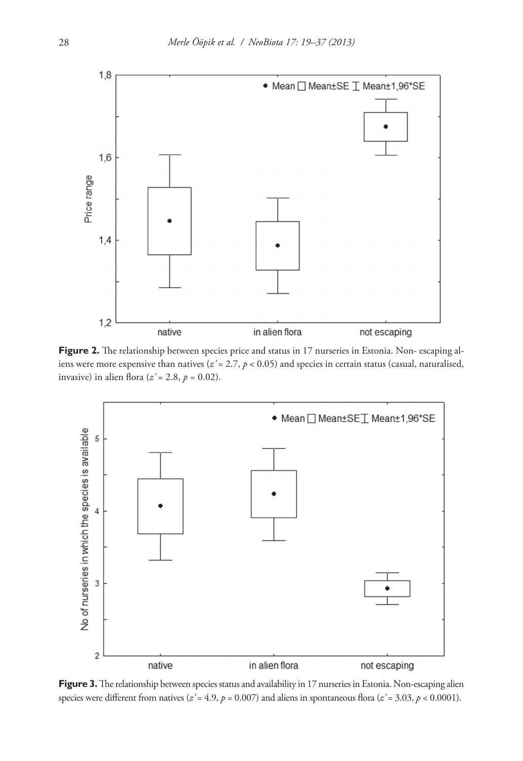**Figure 2.** The relationship between species price and status in 17 nurseries in Estonia. Non- escaping aliens were more expensive than natives ($z' = 2.7$, $p < 0.05$) and species in certain status (casual, naturalised, invasive) in alien flora ($z' = 2.8$, $p = 0.02$).

**Figure 3.** The relationship between species status and availability in 17 nurseries in Estonia. Non-escaping alien species were different from natives ($z' = 4.9$, $p = 0.007$) and aliens in spontaneous flora ($z' = 3.03$, $p < 0.0001$).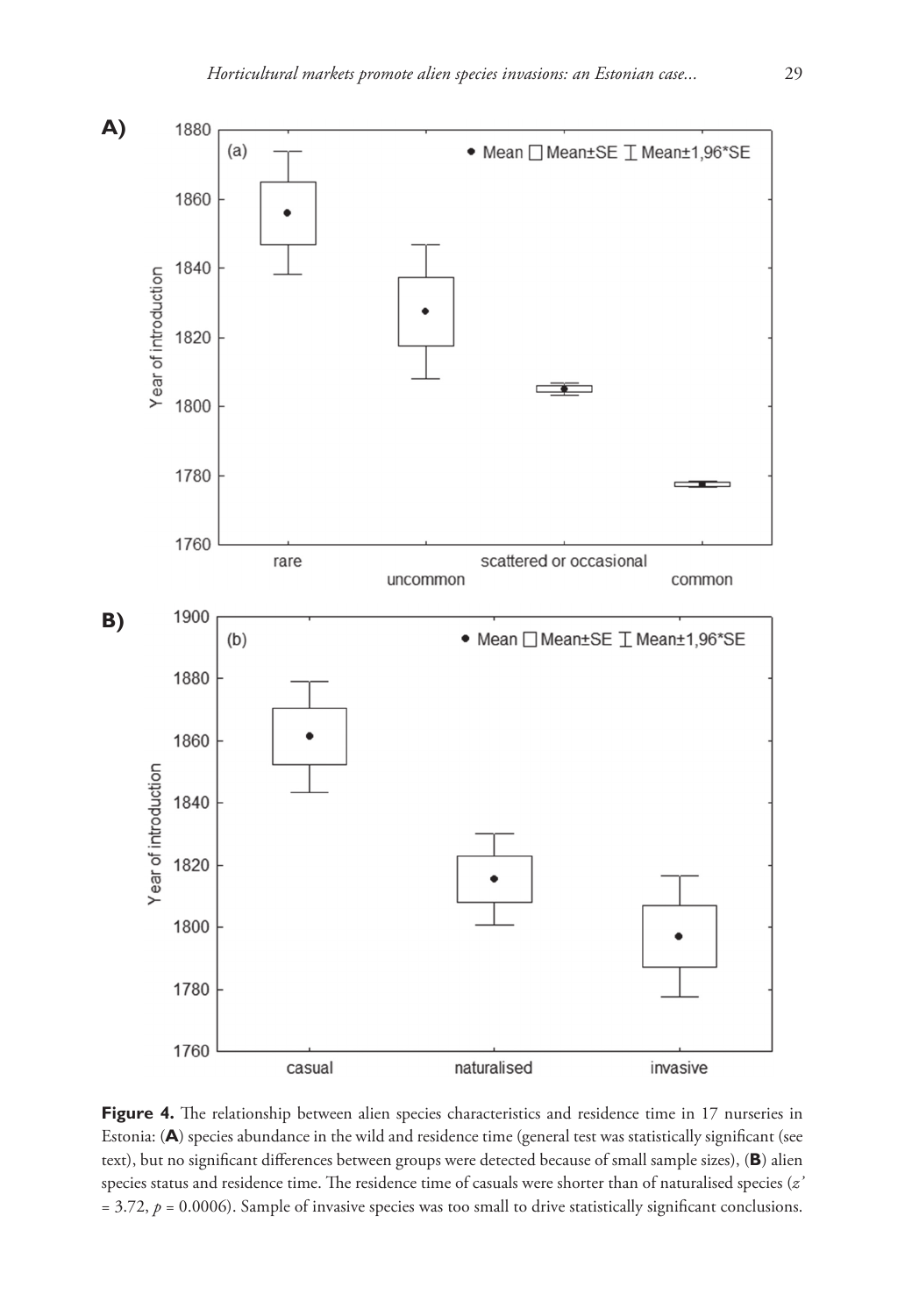**Figure 4.** The relationship between alien species characteristics and residence time in 17 nurseries in Estonia: (**A**) species abundance in the wild and residence time (general test was statistically significant (see text), but no significant differences between groups were detected because of small sample sizes), (**B**) alien species status and residence time. The residence time of casuals were shorter than of naturalised species ($z'$ = 3.72, $p$ = 0.0006). Sample of invasive species was too small to drive statistically significant conclusions.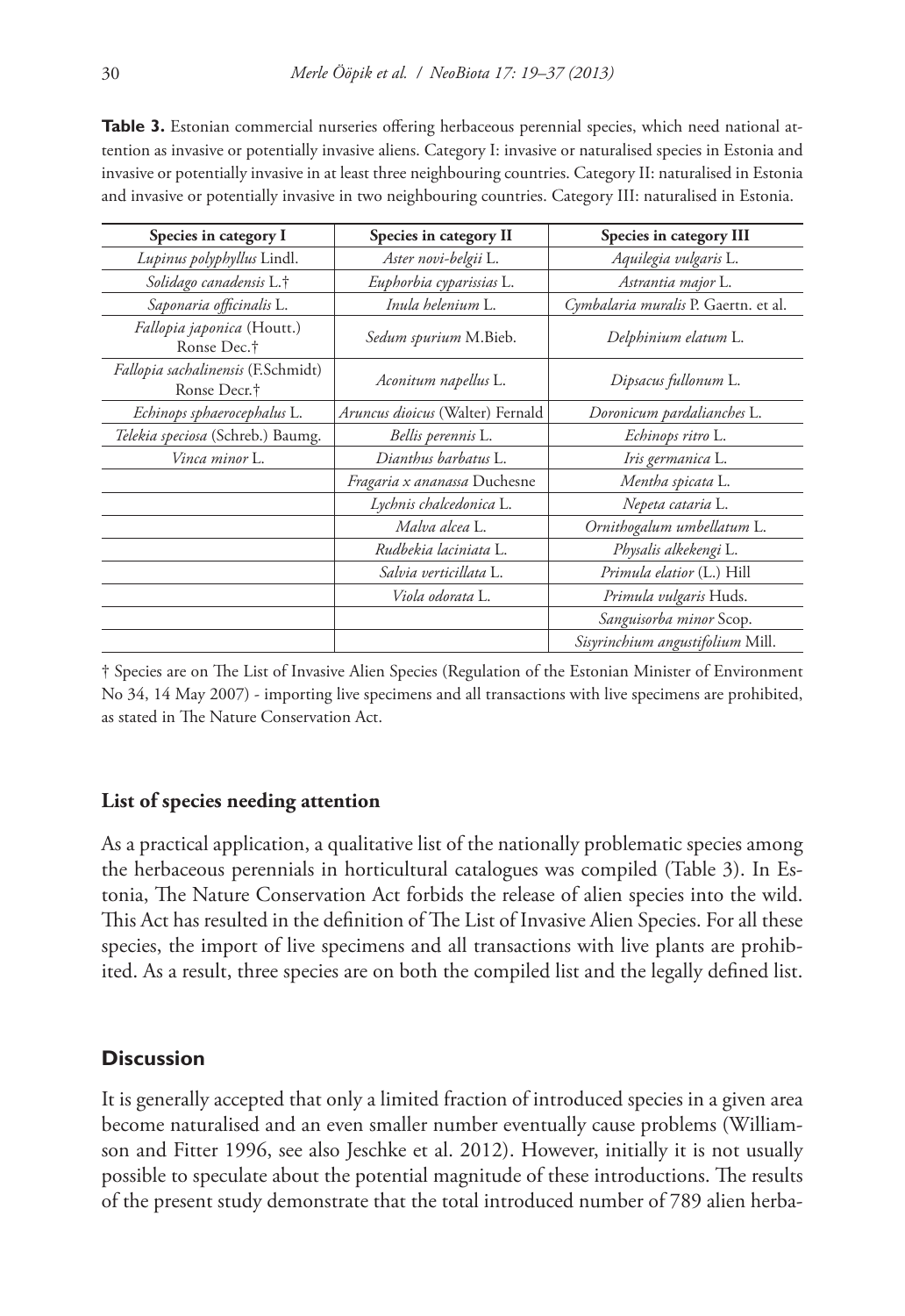**Table 3.** Estonian commercial nurseries offering herbaceous perennial species, which need national attention as invasive or potentially invasive aliens. Category I: invasive or naturalised species in Estonia and invasive or potentially invasive in at least three neighbouring countries. Category II: naturalised in Estonia and invasive or potentially invasive in two neighbouring countries. Category III: naturalised in Estonia.

| Species in category I | Species in category II | Species in category III |
|---|---|---|
| *Lupinus polyphyllus* Lindl. | *Aster novi-belgii* L. | *Aquilegia vulgaris* L. |
| *Solidago canadensis* L.† | *Euphorbia cyparissias* L. | *Astrantia major* L. |
| *Saponaria officinalis* L. | *Inula helenium* L. | *Cymbalaria muralis* P. Gaertn. et al. |
| *Fallopia japonica* (Houtt.) Ronse Dec.† | *Sedum spurium* M.Bieb. | *Delphinium elatum* L. |
| *Fallopia sachalinensis* (F.Schmidt) Ronse Decr.† | *Aconitum napellus* L. | *Dipsacus fullonum* L. |
| *Echinops sphaerocephalus* L. | *Aruncus dioicus* (Walter) Fernald | *Doronicum pardalianches* L. |
| *Telekia speciosa* (Schreb.) Baumg. | *Bellis perennis* L. | *Echinops ritro* L. |
| *Vinca minor* L. | *Dianthus barbatus* L. | *Iris germanica* L. |
| | *Fragaria x ananassa* Duchesne | *Mentha spicata* L. |
| | *Lychnis chalcedonica* L. | *Nepeta cataria* L. |
| | *Malva alcea* L. | *Ornithogalum umbellatum* L. |
| | *Rudbekia laciniata* L. | *Physalis alkekengi* L. |
| | *Salvia verticillata* L. | *Primula elatior* (L.) Hill |
| | *Viola odorata* L. | *Primula vulgaris* Huds. |
| | | *Sanguisorba minor* Scop. |
| | | *Sisyrinchium angustifolium* Mill. |

† Species are on The List of Invasive Alien Species (Regulation of the Estonian Minister of Environment No 34, 14 May 2007) - importing live specimens and all transactions with live specimens are prohibited, as stated in The Nature Conservation Act.

### List of species needing attention

As a practical application, a qualitative list of the nationally problematic species among the herbaceous perennials in horticultural catalogues was compiled (Table 3). In Estonia, The Nature Conservation Act forbids the release of alien species into the wild. This Act has resulted in the definition of The List of Invasive Alien Species. For all these species, the import of live specimens and all transactions with live plants are prohibited. As a result, three species are on both the compiled list and the legally defined list.

## Discussion

It is generally accepted that only a limited fraction of introduced species in a given area become naturalised and an even smaller number eventually cause problems (Williamson and Fitter 1996, see also Jeschke et al. 2012). However, initially it is not usually possible to speculate about the potential magnitude of these introductions. The results of the present study demonstrate that the total introduced number of 789 alien herba-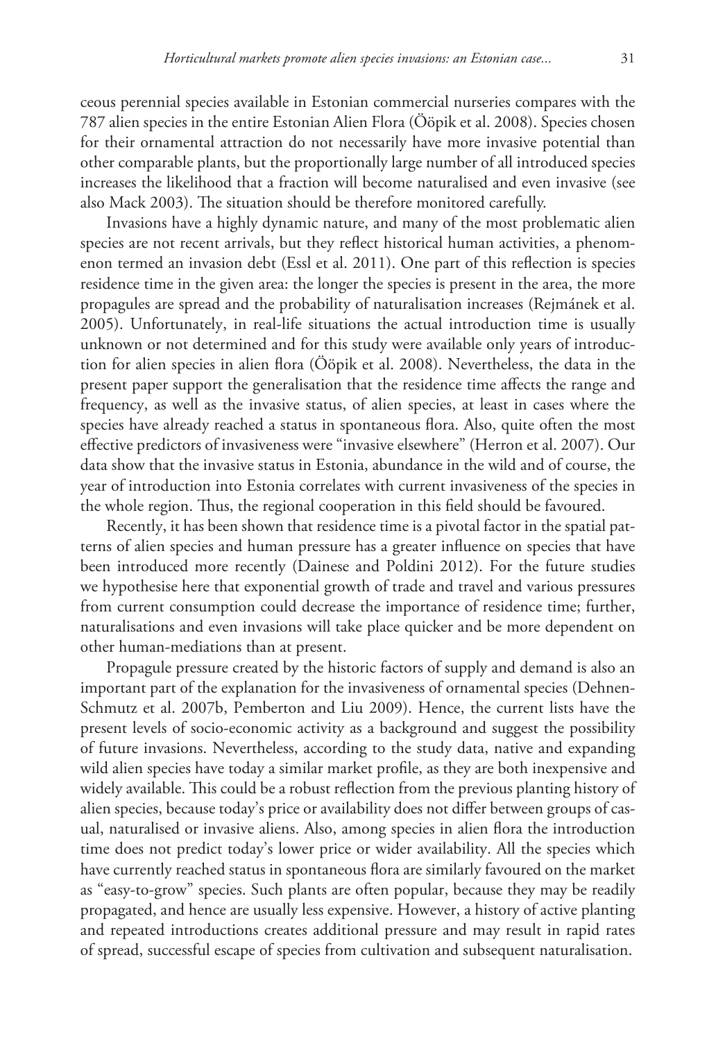ceous perennial species available in Estonian commercial nurseries compares with the 787 alien species in the entire Estonian Alien Flora (Ööpik et al. 2008). Species chosen for their ornamental attraction do not necessarily have more invasive potential than other comparable plants, but the proportionally large number of all introduced species increases the likelihood that a fraction will become naturalised and even invasive (see also Mack 2003). The situation should be therefore monitored carefully.

Invasions have a highly dynamic nature, and many of the most problematic alien species are not recent arrivals, but they reflect historical human activities, a phenomenon termed an invasion debt (Essl et al. 2011). One part of this reflection is species residence time in the given area: the longer the species is present in the area, the more propagules are spread and the probability of naturalisation increases (Rejmánek et al. 2005). Unfortunately, in real-life situations the actual introduction time is usually unknown or not determined and for this study were available only years of introduction for alien species in alien flora (Ööpik et al. 2008). Nevertheless, the data in the present paper support the generalisation that the residence time affects the range and frequency, as well as the invasive status, of alien species, at least in cases where the species have already reached a status in spontaneous flora. Also, quite often the most effective predictors of invasiveness were "invasive elsewhere" (Herron et al. 2007). Our data show that the invasive status in Estonia, abundance in the wild and of course, the year of introduction into Estonia correlates with current invasiveness of the species in the whole region. Thus, the regional cooperation in this field should be favoured.

Recently, it has been shown that residence time is a pivotal factor in the spatial patterns of alien species and human pressure has a greater influence on species that have been introduced more recently (Dainese and Poldini 2012). For the future studies we hypothesise here that exponential growth of trade and travel and various pressures from current consumption could decrease the importance of residence time; further, naturalisations and even invasions will take place quicker and be more dependent on other human-mediations than at present.

Propagule pressure created by the historic factors of supply and demand is also an important part of the explanation for the invasiveness of ornamental species (Dehnen-Schmutz et al. 2007b, Pemberton and Liu 2009). Hence, the current lists have the present levels of socio-economic activity as a background and suggest the possibility of future invasions. Nevertheless, according to the study data, native and expanding wild alien species have today a similar market profile, as they are both inexpensive and widely available. This could be a robust reflection from the previous planting history of alien species, because today's price or availability does not differ between groups of casual, naturalised or invasive aliens. Also, among species in alien flora the introduction time does not predict today's lower price or wider availability. All the species which have currently reached status in spontaneous flora are similarly favoured on the market as "easy-to-grow" species. Such plants are often popular, because they may be readily propagated, and hence are usually less expensive. However, a history of active planting and repeated introductions creates additional pressure and may result in rapid rates of spread, successful escape of species from cultivation and subsequent naturalisation.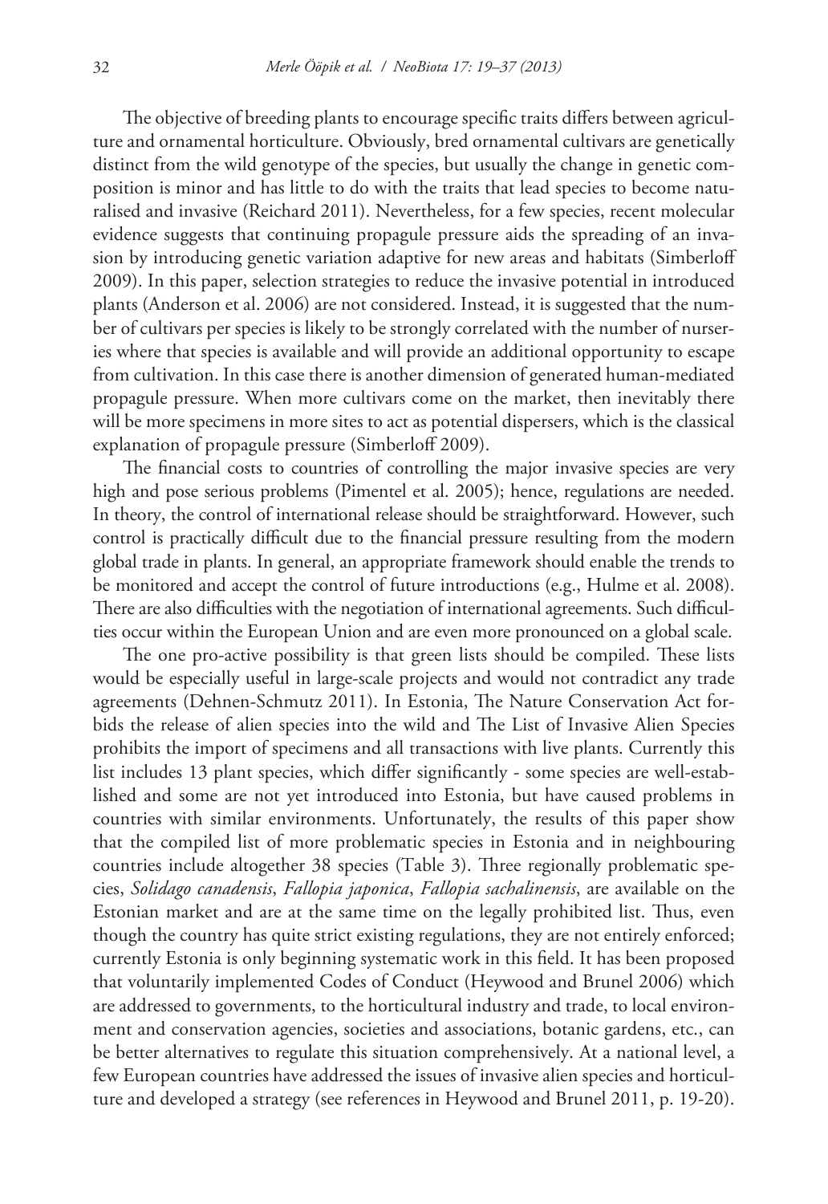The objective of breeding plants to encourage specific traits differs between agriculture and ornamental horticulture. Obviously, bred ornamental cultivars are genetically distinct from the wild genotype of the species, but usually the change in genetic composition is minor and has little to do with the traits that lead species to become naturalised and invasive (Reichard 2011). Nevertheless, for a few species, recent molecular evidence suggests that continuing propagule pressure aids the spreading of an invasion by introducing genetic variation adaptive for new areas and habitats (Simberloff 2009). In this paper, selection strategies to reduce the invasive potential in introduced plants (Anderson et al. 2006) are not considered. Instead, it is suggested that the number of cultivars per species is likely to be strongly correlated with the number of nurseries where that species is available and will provide an additional opportunity to escape from cultivation. In this case there is another dimension of generated human-mediated propagule pressure. When more cultivars come on the market, then inevitably there will be more specimens in more sites to act as potential dispersers, which is the classical explanation of propagule pressure (Simberloff 2009).

The financial costs to countries of controlling the major invasive species are very high and pose serious problems (Pimentel et al. 2005); hence, regulations are needed. In theory, the control of international release should be straightforward. However, such control is practically difficult due to the financial pressure resulting from the modern global trade in plants. In general, an appropriate framework should enable the trends to be monitored and accept the control of future introductions (e.g., Hulme et al. 2008). There are also difficulties with the negotiation of international agreements. Such difficulties occur within the European Union and are even more pronounced on a global scale.

The one pro-active possibility is that green lists should be compiled. These lists would be especially useful in large-scale projects and would not contradict any trade agreements (Dehnen-Schmutz 2011). In Estonia, The Nature Conservation Act forbids the release of alien species into the wild and The List of Invasive Alien Species prohibits the import of specimens and all transactions with live plants. Currently this list includes 13 plant species, which differ significantly - some species are well-established and some are not yet introduced into Estonia, but have caused problems in countries with similar environments. Unfortunately, the results of this paper show that the compiled list of more problematic species in Estonia and in neighbouring countries include altogether 38 species (Table 3). Three regionally problematic species, *Solidago canadensis*, *Fallopia japonica*, *Fallopia sachalinensis*, are available on the Estonian market and are at the same time on the legally prohibited list. Thus, even though the country has quite strict existing regulations, they are not entirely enforced; currently Estonia is only beginning systematic work in this field. It has been proposed that voluntarily implemented Codes of Conduct (Heywood and Brunel 2006) which are addressed to governments, to the horticultural industry and trade, to local environment and conservation agencies, societies and associations, botanic gardens, etc., can be better alternatives to regulate this situation comprehensively. At a national level, a few European countries have addressed the issues of invasive alien species and horticulture and developed a strategy (see references in Heywood and Brunel 2011, p. 19-20).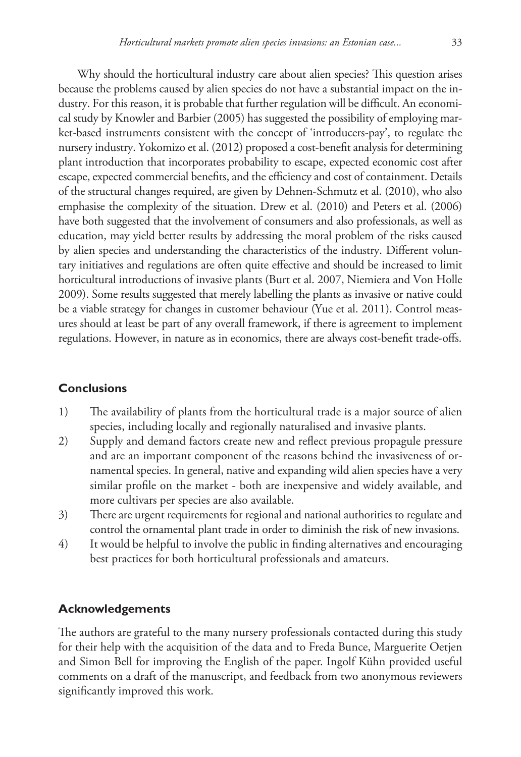Why should the horticultural industry care about alien species? This question arises because the problems caused by alien species do not have a substantial impact on the industry. For this reason, it is probable that further regulation will be difficult. An economical study by Knowler and Barbier (2005) has suggested the possibility of employing market-based instruments consistent with the concept of 'introducers-pay', to regulate the nursery industry. Yokomizo et al. (2012) proposed a cost-benefit analysis for determining plant introduction that incorporates probability to escape, expected economic cost after escape, expected commercial benefits, and the efficiency and cost of containment. Details of the structural changes required, are given by Dehnen-Schmutz et al. (2010), who also emphasise the complexity of the situation. Drew et al. (2010) and Peters et al. (2006) have both suggested that the involvement of consumers and also professionals, as well as education, may yield better results by addressing the moral problem of the risks caused by alien species and understanding the characteristics of the industry. Different voluntary initiatives and regulations are often quite effective and should be increased to limit horticultural introductions of invasive plants (Burt et al. 2007, Niemiera and Von Holle 2009). Some results suggested that merely labelling the plants as invasive or native could be a viable strategy for changes in customer behaviour (Yue et al. 2011). Control measures should at least be part of any overall framework, if there is agreement to implement regulations. However, in nature as in economics, there are always cost-benefit trade-offs.

## Conclusions

1) The availability of plants from the horticultural trade is a major source of alien species, including locally and regionally naturalised and invasive plants.
2) Supply and demand factors create new and reflect previous propagule pressure and are an important component of the reasons behind the invasiveness of ornamental species. In general, native and expanding wild alien species have a very similar profile on the market - both are inexpensive and widely available, and more cultivars per species are also available.
3) There are urgent requirements for regional and national authorities to regulate and control the ornamental plant trade in order to diminish the risk of new invasions.
4) It would be helpful to involve the public in finding alternatives and encouraging best practices for both horticultural professionals and amateurs.

## Acknowledgements

The authors are grateful to the many nursery professionals contacted during this study for their help with the acquisition of the data and to Freda Bunce, Marguerite Oetjen and Simon Bell for improving the English of the paper. Ingolf Kühn provided useful comments on a draft of the manuscript, and feedback from two anonymous reviewers significantly improved this work.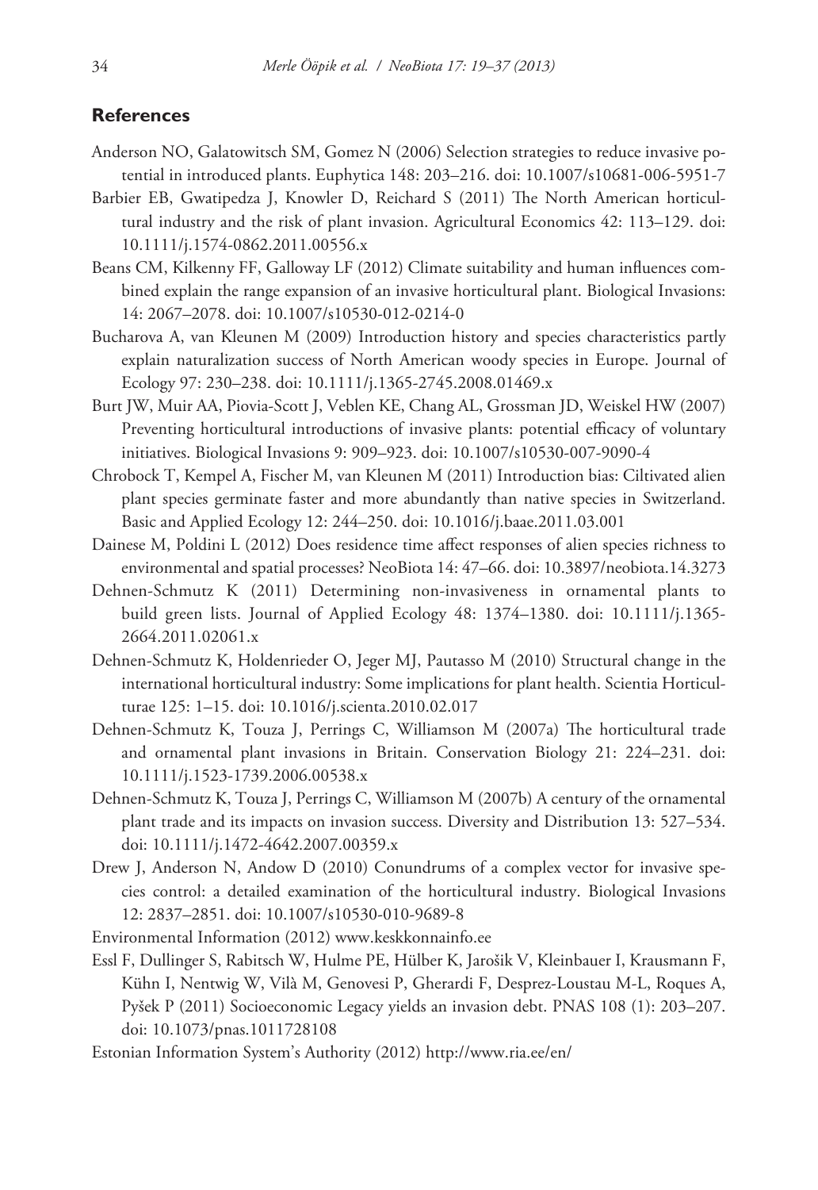## References

Anderson NO, Galatowitsch SM, Gomez N (2006) Selection strategies to reduce invasive potential in introduced plants. Euphytica 148: 203–216. doi: 10.1007/s10681-006-5951-7

Barbier EB, Gwatipedza J, Knowler D, Reichard S (2011) The North American horticultural industry and the risk of plant invasion. Agricultural Economics 42: 113–129. doi: 10.1111/j.1574-0862.2011.00556.x

Beans CM, Kilkenny FF, Galloway LF (2012) Climate suitability and human influences combined explain the range expansion of an invasive horticultural plant. Biological Invasions: 14: 2067–2078. doi: 10.1007/s10530-012-0214-0

Bucharova A, van Kleunen M (2009) Introduction history and species characteristics partly explain naturalization success of North American woody species in Europe. Journal of Ecology 97: 230–238. doi: 10.1111/j.1365-2745.2008.01469.x

Burt JW, Muir AA, Piovia-Scott J, Veblen KE, Chang AL, Grossman JD, Weiskel HW (2007) Preventing horticultural introductions of invasive plants: potential efficacy of voluntary initiatives. Biological Invasions 9: 909–923. doi: 10.1007/s10530-007-9090-4

Chrobock T, Kempel A, Fischer M, van Kleunen M (2011) Introduction bias: Ciltivated alien plant species germinate faster and more abundantly than native species in Switzerland. Basic and Applied Ecology 12: 244–250. doi: 10.1016/j.baae.2011.03.001

Dainese M, Poldini L (2012) Does residence time affect responses of alien species richness to environmental and spatial processes? NeoBiota 14: 47–66. doi: 10.3897/neobiota.14.3273

Dehnen-Schmutz K (2011) Determining non-invasiveness in ornamental plants to build green lists. Journal of Applied Ecology 48: 1374–1380. doi: 10.1111/j.1365-2664.2011.02061.x

Dehnen-Schmutz K, Holdenrieder O, Jeger MJ, Pautasso M (2010) Structural change in the international horticultural industry: Some implications for plant health. Scientia Horticulturae 125: 1–15. doi: 10.1016/j.scienta.2010.02.017

Dehnen-Schmutz K, Touza J, Perrings C, Williamson M (2007a) The horticultural trade and ornamental plant invasions in Britain. Conservation Biology 21: 224–231. doi: 10.1111/j.1523-1739.2006.00538.x

Dehnen-Schmutz K, Touza J, Perrings C, Williamson M (2007b) A century of the ornamental plant trade and its impacts on invasion success. Diversity and Distribution 13: 527–534. doi: 10.1111/j.1472-4642.2007.00359.x

Drew J, Anderson N, Andow D (2010) Conundrums of a complex vector for invasive species control: a detailed examination of the horticultural industry. Biological Invasions 12: 2837–2851. doi: 10.1007/s10530-010-9689-8

Environmental Information (2012) www.keskkonnainfo.ee

Essl F, Dullinger S, Rabitsch W, Hulme PE, Hülber K, Jarošik V, Kleinbauer I, Krausmann F, Kühn I, Nentwig W, Vilà M, Genovesi P, Gherardi F, Desprez-Loustau M-L, Roques A, Pyšek P (2011) Socioeconomic Legacy yields an invasion debt. PNAS 108 (1): 203–207. doi: 10.1073/pnas.1011728108

Estonian Information System's Authority (2012) http://www.ria.ee/en/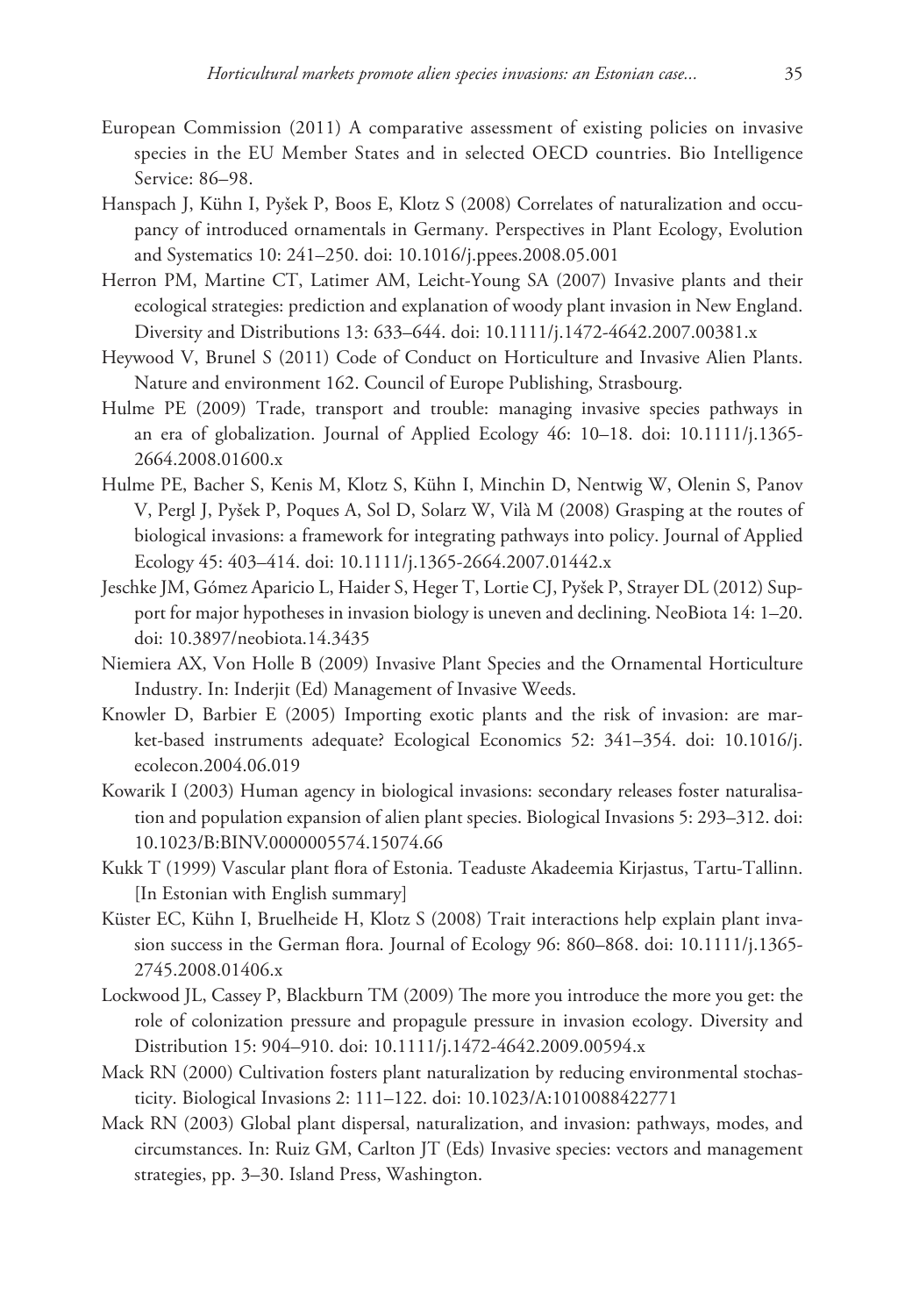European Commission (2011) A comparative assessment of existing policies on invasive species in the EU Member States and in selected OECD countries. Bio Intelligence Service: 86–98.

Hanspach J, Kühn I, Pyšek P, Boos E, Klotz S (2008) Correlates of naturalization and occupancy of introduced ornamentals in Germany. Perspectives in Plant Ecology, Evolution and Systematics 10: 241–250. doi: 10.1016/j.ppees.2008.05.001

Herron PM, Martine CT, Latimer AM, Leicht-Young SA (2007) Invasive plants and their ecological strategies: prediction and explanation of woody plant invasion in New England. Diversity and Distributions 13: 633–644. doi: 10.1111/j.1472-4642.2007.00381.x

Heywood V, Brunel S (2011) Code of Conduct on Horticulture and Invasive Alien Plants. Nature and environment 162. Council of Europe Publishing, Strasbourg.

Hulme PE (2009) Trade, transport and trouble: managing invasive species pathways in an era of globalization. Journal of Applied Ecology 46: 10–18. doi: 10.1111/j.1365-2664.2008.01600.x

Hulme PE, Bacher S, Kenis M, Klotz S, Kühn I, Minchin D, Nentwig W, Olenin S, Panov V, Pergl J, Pyšek P, Poques A, Sol D, Solarz W, Vilà M (2008) Grasping at the routes of biological invasions: a framework for integrating pathways into policy. Journal of Applied Ecology 45: 403–414. doi: 10.1111/j.1365-2664.2007.01442.x

Jeschke JM, Gómez Aparicio L, Haider S, Heger T, Lortie CJ, Pyšek P, Strayer DL (2012) Support for major hypotheses in invasion biology is uneven and declining. NeoBiota 14: 1–20. doi: 10.3897/neobiota.14.3435

Niemiera AX, Von Holle B (2009) Invasive Plant Species and the Ornamental Horticulture Industry. In: Inderjit (Ed) Management of Invasive Weeds.

Knowler D, Barbier E (2005) Importing exotic plants and the risk of invasion: are market-based instruments adequate? Ecological Economics 52: 341–354. doi: 10.1016/j.ecolecon.2004.06.019

Kowarik I (2003) Human agency in biological invasions: secondary releases foster naturalisation and population expansion of alien plant species. Biological Invasions 5: 293–312. doi: 10.1023/B:BINV.0000005574.15074.66

Kukk T (1999) Vascular plant flora of Estonia. Teaduste Akadeemia Kirjastus, Tartu-Tallinn. [In Estonian with English summary]

Küster EC, Kühn I, Bruelheide H, Klotz S (2008) Trait interactions help explain plant invasion success in the German flora. Journal of Ecology 96: 860–868. doi: 10.1111/j.1365-2745.2008.01406.x

Lockwood JL, Cassey P, Blackburn TM (2009) The more you introduce the more you get: the role of colonization pressure and propagule pressure in invasion ecology. Diversity and Distribution 15: 904–910. doi: 10.1111/j.1472-4642.2009.00594.x

Mack RN (2000) Cultivation fosters plant naturalization by reducing environmental stochasticity. Biological Invasions 2: 111–122. doi: 10.1023/A:1010088422771

Mack RN (2003) Global plant dispersal, naturalization, and invasion: pathways, modes, and circumstances. In: Ruiz GM, Carlton JT (Eds) Invasive species: vectors and management strategies, pp. 3–30. Island Press, Washington.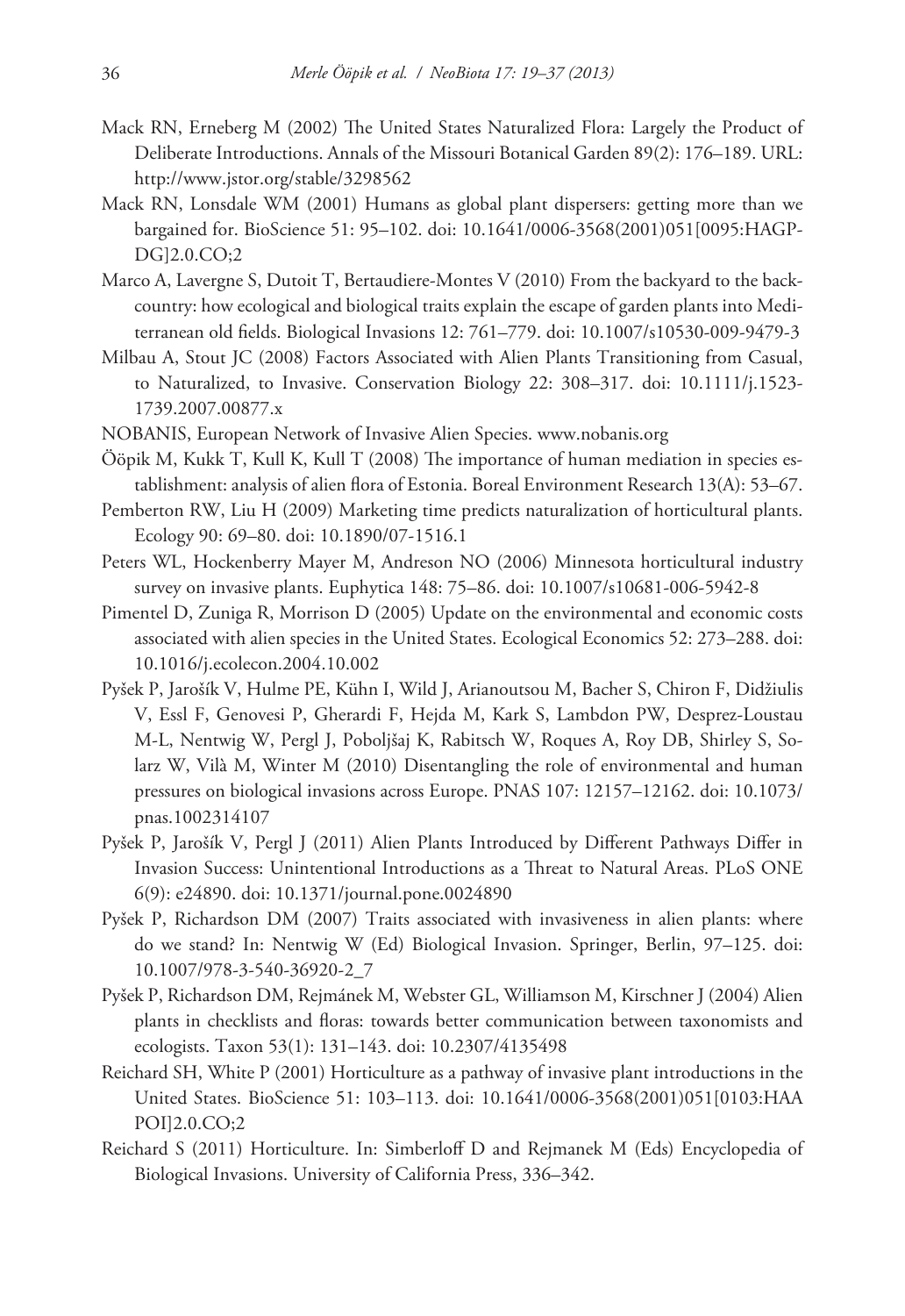Mack RN, Erneberg M (2002) The United States Naturalized Flora: Largely the Product of Deliberate Introductions. Annals of the Missouri Botanical Garden 89(2): 176–189. URL: http://www.jstor.org/stable/3298562

Mack RN, Lonsdale WM (2001) Humans as global plant dispersers: getting more than we bargained for. BioScience 51: 95–102. doi: 10.1641/0006-3568(2001)051[0095:HAGPDG]2.0.CO;2

Marco A, Lavergne S, Dutoit T, Bertaudiere-Montes V (2010) From the backyard to the backcountry: how ecological and biological traits explain the escape of garden plants into Mediterranean old fields. Biological Invasions 12: 761–779. doi: 10.1007/s10530-009-9479-3

Milbau A, Stout JC (2008) Factors Associated with Alien Plants Transitioning from Casual, to Naturalized, to Invasive. Conservation Biology 22: 308–317. doi: 10.1111/j.1523-1739.2007.00877.x

NOBANIS, European Network of Invasive Alien Species. www.nobanis.org

Ööpik M, Kukk T, Kull K, Kull T (2008) The importance of human mediation in species establishment: analysis of alien flora of Estonia. Boreal Environment Research 13(A): 53–67.

Pemberton RW, Liu H (2009) Marketing time predicts naturalization of horticultural plants. Ecology 90: 69–80. doi: 10.1890/07-1516.1

Peters WL, Hockenberry Mayer M, Andreson NO (2006) Minnesota horticultural industry survey on invasive plants. Euphytica 148: 75–86. doi: 10.1007/s10681-006-5942-8

Pimentel D, Zuniga R, Morrison D (2005) Update on the environmental and economic costs associated with alien species in the United States. Ecological Economics 52: 273–288. doi: 10.1016/j.ecolecon.2004.10.002

Pyšek P, Jarošík V, Hulme PE, Kühn I, Wild J, Arianoutsou M, Bacher S, Chiron F, Didžiulis V, Essl F, Genovesi P, Gherardi F, Hejda M, Kark S, Lambdon PW, Desprez-Loustau M-L, Nentwig W, Pergl J, Poboljšaj K, Rabitsch W, Roques A, Roy DB, Shirley S, Solarz W, Vilà M, Winter M (2010) Disentangling the role of environmental and human pressures on biological invasions across Europe. PNAS 107: 12157–12162. doi: 10.1073/pnas.1002314107

Pyšek P, Jarošík V, Pergl J (2011) Alien Plants Introduced by Different Pathways Differ in Invasion Success: Unintentional Introductions as a Threat to Natural Areas. PLoS ONE 6(9): e24890. doi: 10.1371/journal.pone.0024890

Pyšek P, Richardson DM (2007) Traits associated with invasiveness in alien plants: where do we stand? In: Nentwig W (Ed) Biological Invasion. Springer, Berlin, 97–125. doi: 10.1007/978-3-540-36920-2_7

Pyšek P, Richardson DM, Rejmánek M, Webster GL, Williamson M, Kirschner J (2004) Alien plants in checklists and floras: towards better communication between taxonomists and ecologists. Taxon 53(1): 131–143. doi: 10.2307/4135498

Reichard SH, White P (2001) Horticulture as a pathway of invasive plant introductions in the United States. BioScience 51: 103–113. doi: 10.1641/0006-3568(2001)051[0103:HAAPOI]2.0.CO;2

Reichard S (2011) Horticulture. In: Simberloff D and Rejmanek M (Eds) Encyclopedia of Biological Invasions. University of California Press, 336–342.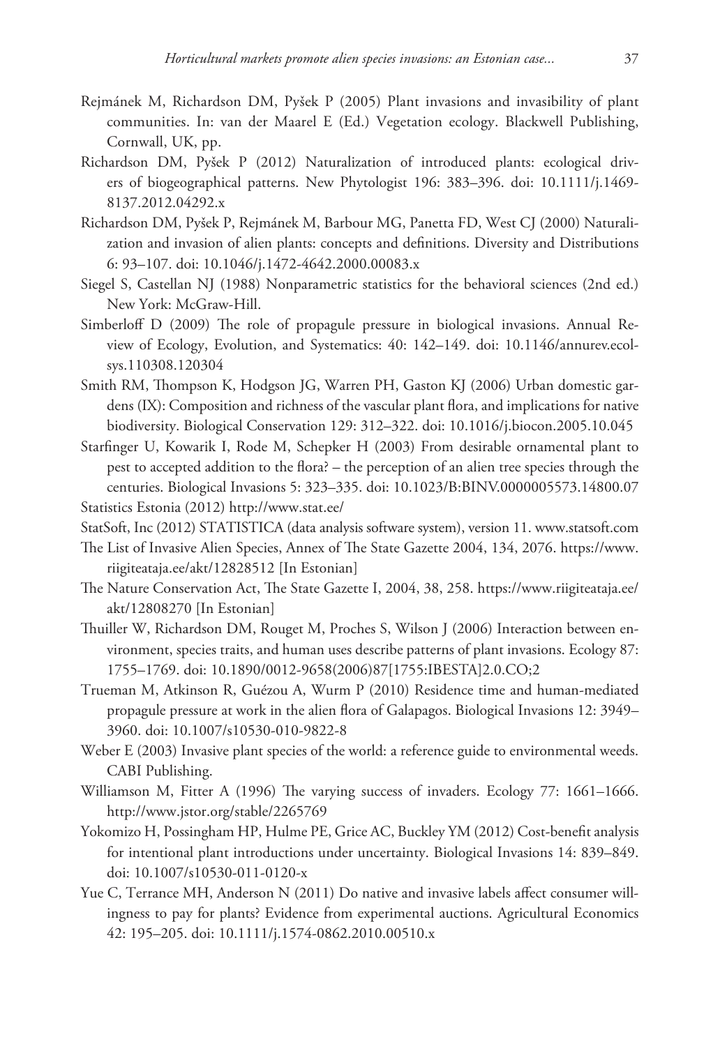Rejmánek M, Richardson DM, Pyšek P (2005) Plant invasions and invasibility of plant communities. In: van der Maarel E (Ed.) Vegetation ecology. Blackwell Publishing, Cornwall, UK, pp.

Richardson DM, Pyšek P (2012) Naturalization of introduced plants: ecological drivers of biogeographical patterns. New Phytologist 196: 383–396. doi: 10.1111/j.1469-8137.2012.04292.x

Richardson DM, Pyšek P, Rejmánek M, Barbour MG, Panetta FD, West CJ (2000) Naturalization and invasion of alien plants: concepts and definitions. Diversity and Distributions 6: 93–107. doi: 10.1046/j.1472-4642.2000.00083.x

Siegel S, Castellan NJ (1988) Nonparametric statistics for the behavioral sciences (2nd ed.) New York: McGraw-Hill.

Simberloff D (2009) The role of propagule pressure in biological invasions. Annual Review of Ecology, Evolution, and Systematics: 40: 142–149. doi: 10.1146/annurev.ecolsys.110308.120304

Smith RM, Thompson K, Hodgson JG, Warren PH, Gaston KJ (2006) Urban domestic gardens (IX): Composition and richness of the vascular plant flora, and implications for native biodiversity. Biological Conservation 129: 312–322. doi: 10.1016/j.biocon.2005.10.045

Starfinger U, Kowarik I, Rode M, Schepker H (2003) From desirable ornamental plant to pest to accepted addition to the flora? – the perception of an alien tree species through the centuries. Biological Invasions 5: 323–335. doi: 10.1023/B:BINV.0000005573.14800.07

Statistics Estonia (2012) http://www.stat.ee/

StatSoft, Inc (2012) STATISTICA (data analysis software system), version 11. www.statsoft.com

The List of Invasive Alien Species, Annex of The State Gazette 2004, 134, 2076. https://www.riigiteataja.ee/akt/12828512 [In Estonian]

The Nature Conservation Act, The State Gazette I, 2004, 38, 258. https://www.riigiteataja.ee/akt/12808270 [In Estonian]

Thuiller W, Richardson DM, Rouget M, Proches S, Wilson J (2006) Interaction between environment, species traits, and human uses describe patterns of plant invasions. Ecology 87: 1755–1769. doi: 10.1890/0012-9658(2006)87[1755:IBESTA]2.0.CO;2

Trueman M, Atkinson R, Guézou A, Wurm P (2010) Residence time and human-mediated propagule pressure at work in the alien flora of Galapagos. Biological Invasions 12: 3949–3960. doi: 10.1007/s10530-010-9822-8

Weber E (2003) Invasive plant species of the world: a reference guide to environmental weeds. CABI Publishing.

Williamson M, Fitter A (1996) The varying success of invaders. Ecology 77: 1661–1666. http://www.jstor.org/stable/2265769

Yokomizo H, Possingham HP, Hulme PE, Grice AC, Buckley YM (2012) Cost-benefit analysis for intentional plant introductions under uncertainty. Biological Invasions 14: 839–849. doi: 10.1007/s10530-011-0120-x

Yue C, Terrance MH, Anderson N (2011) Do native and invasive labels affect consumer willingness to pay for plants? Evidence from experimental auctions. Agricultural Economics 42: 195–205. doi: 10.1111/j.1574-0862.2010.00510.x